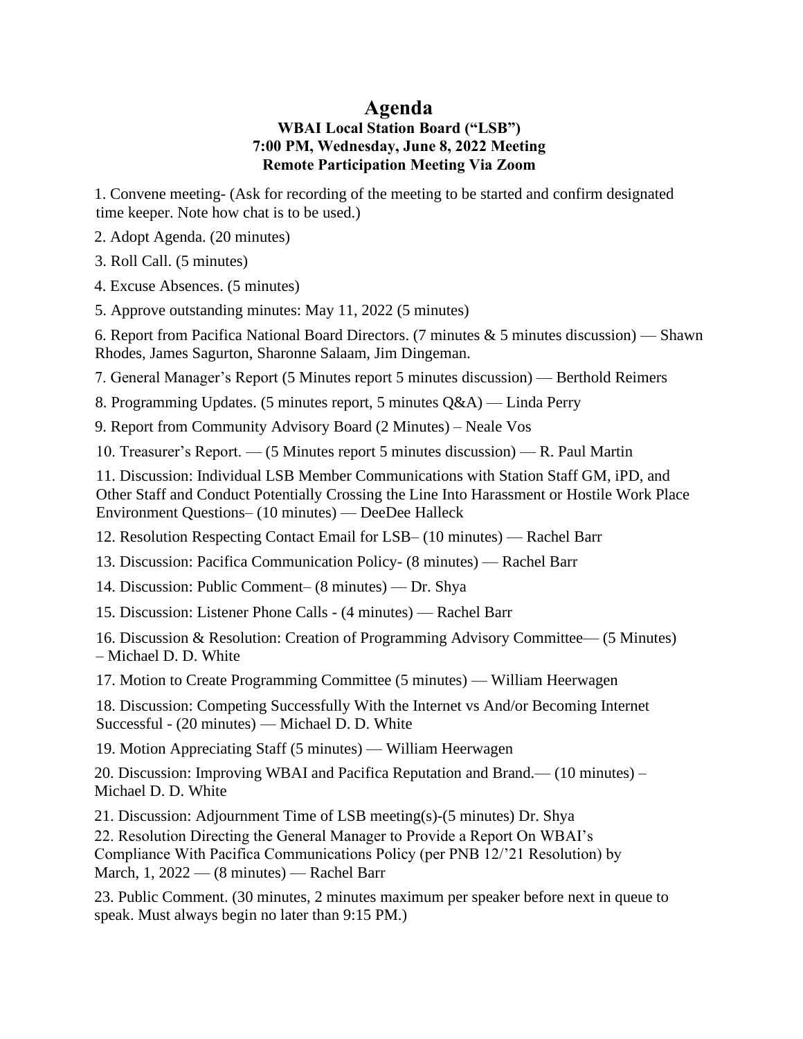# Agenda

## WBAI Local Station Board ("LSB")
## 7:00 PM, Wednesday, June 8, 2022 Meeting
## Remote Participation Meeting Via Zoom

1. Convene meeting- (Ask for recording of the meeting to be started and confirm designated time keeper. Note how chat is to be used.)

2. Adopt Agenda. (20 minutes)

3. Roll Call. (5 minutes)

4. Excuse Absences. (5 minutes)

5. Approve outstanding minutes: May 11, 2022 (5 minutes)

6. Report from Pacifica National Board Directors. (7 minutes & 5 minutes discussion) — Shawn Rhodes, James Sagurton, Sharonne Salaam, Jim Dingeman.

7. General Manager's Report (5 Minutes report 5 minutes discussion) — Berthold Reimers

8. Programming Updates. (5 minutes report, 5 minutes Q&A) — Linda Perry

9. Report from Community Advisory Board (2 Minutes) – Neale Vos

10. Treasurer's Report. — (5 Minutes report 5 minutes discussion) — R. Paul Martin

11. Discussion: Individual LSB Member Communications with Station Staff GM, iPD, and Other Staff and Conduct Potentially Crossing the Line Into Harassment or Hostile Work Place Environment Questions– (10 minutes) — DeeDee Halleck

12. Resolution Respecting Contact Email for LSB– (10 minutes) — Rachel Barr

13. Discussion: Pacifica Communication Policy- (8 minutes) — Rachel Barr

14. Discussion: Public Comment– (8 minutes) — Dr. Shya

15. Discussion: Listener Phone Calls - (4 minutes) — Rachel Barr

16. Discussion & Resolution: Creation of Programming Advisory Committee— (5 Minutes) – Michael D. D. White

17. Motion to Create Programming Committee (5 minutes) — William Heerwagen

18. Discussion: Competing Successfully With the Internet vs And/or Becoming Internet Successful - (20 minutes) — Michael D. D. White

19. Motion Appreciating Staff (5 minutes) — William Heerwagen

20. Discussion: Improving WBAI and Pacifica Reputation and Brand.— (10 minutes) – Michael D. D. White

21. Discussion: Adjournment Time of LSB meeting(s)-(5 minutes) Dr. Shya

22. Resolution Directing the General Manager to Provide a Report On WBAI's Compliance With Pacifica Communications Policy (per PNB 12/'21 Resolution) by March, 1, 2022 — (8 minutes) — Rachel Barr

23. Public Comment. (30 minutes, 2 minutes maximum per speaker before next in queue to speak. Must always begin no later than 9:15 PM.)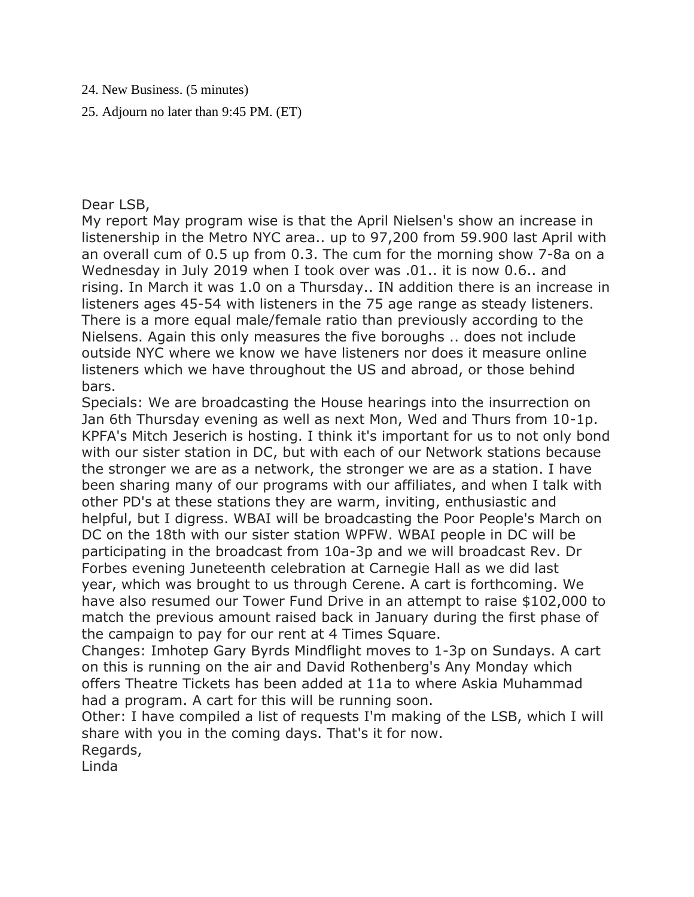24. New Business. (5 minutes)

25. Adjourn no later than 9:45 PM. (ET)

Dear LSB,

My report May program wise is that the April Nielsen's show an increase in listenership in the Metro NYC area.. up to 97,200 from 59.900 last April with an overall cum of 0.5 up from 0.3. The cum for the morning show 7-8a on a Wednesday in July 2019 when I took over was .01.. it is now 0.6.. and rising. In March it was 1.0 on a Thursday.. IN addition there is an increase in listeners ages 45-54 with listeners in the 75 age range as steady listeners. There is a more equal male/female ratio than previously according to the Nielsens. Again this only measures the five boroughs .. does not include outside NYC where we know we have listeners nor does it measure online listeners which we have throughout the US and abroad, or those behind bars.

Specials: We are broadcasting the House hearings into the insurrection on Jan 6th Thursday evening as well as next Mon, Wed and Thurs from 10-1p. KPFA's Mitch Jeserich is hosting. I think it's important for us to not only bond with our sister station in DC, but with each of our Network stations because the stronger we are as a network, the stronger we are as a station. I have been sharing many of our programs with our affiliates, and when I talk with other PD's at these stations they are warm, inviting, enthusiastic and helpful, but I digress. WBAI will be broadcasting the Poor People's March on DC on the 18th with our sister station WPFW. WBAI people in DC will be participating in the broadcast from 10a-3p and we will broadcast Rev. Dr Forbes evening Juneteenth celebration at Carnegie Hall as we did last year, which was brought to us through Cerene. A cart is forthcoming. We have also resumed our Tower Fund Drive in an attempt to raise $102,000 to match the previous amount raised back in January during the first phase of the campaign to pay for our rent at 4 Times Square.

Changes: Imhotep Gary Byrds Mindflight moves to 1-3p on Sundays. A cart on this is running on the air and David Rothenberg's Any Monday which offers Theatre Tickets has been added at 11a to where Askia Muhammad had a program. A cart for this will be running soon.

Other: I have compiled a list of requests I'm making of the LSB, which I will share with you in the coming days. That's it for now.

Regards,

Linda